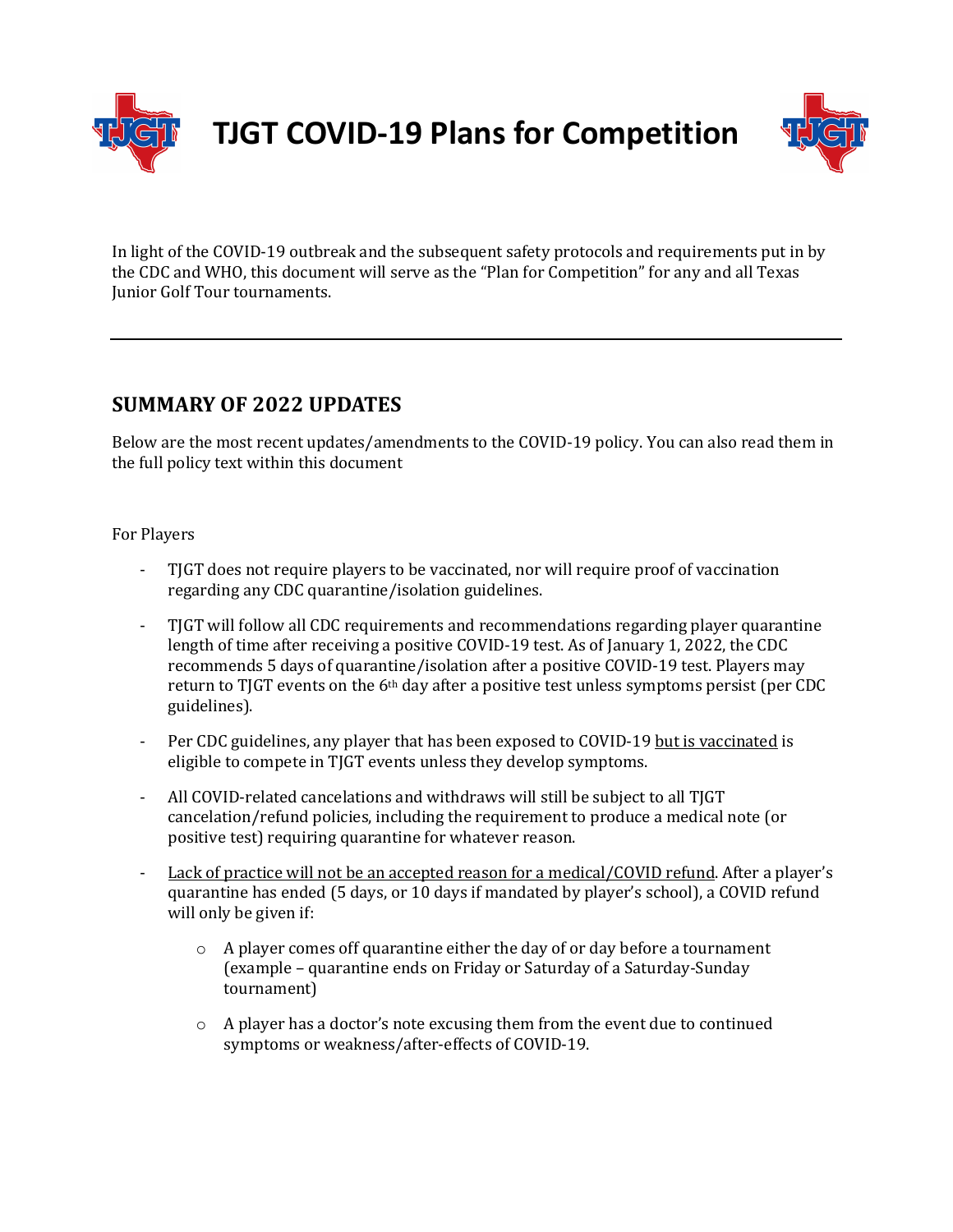# TJGT COVID-19 Plans for Competition

In light of the COVID-19 outbreak and the subsequent safety protocols and requirements put in by the CDC and WHO, this document will serve as the "Plan for Competition" for any and all Texas Junior Golf Tour tournaments.

---

## SUMMARY OF 2022 UPDATES

Below are the most recent updates/amendments to the COVID-19 policy. You can also read them in the full policy text within this document

For Players

- TJGT does not require players to be vaccinated, nor will require proof of vaccination regarding any CDC quarantine/isolation guidelines.
- TJGT will follow all CDC requirements and recommendations regarding player quarantine length of time after receiving a positive COVID-19 test. As of January 1, 2022, the CDC recommends 5 days of quarantine/isolation after a positive COVID-19 test. Players may return to TJGT events on the 6th day after a positive test unless symptoms persist (per CDC guidelines).
- Per CDC guidelines, any player that has been exposed to COVID-19 <u>but is vaccinated</u> is eligible to compete in TJGT events unless they develop symptoms.
- All COVID-related cancelations and withdraws will still be subject to all TJGT cancelation/refund policies, including the requirement to produce a medical note (or positive test) requiring quarantine for whatever reason.
- <u>Lack of practice will not be an accepted reason for a medical/COVID refund</u>. After a player's quarantine has ended (5 days, or 10 days if mandated by player's school), a COVID refund will only be given if:
  - A player comes off quarantine either the day of or day before a tournament (example – quarantine ends on Friday or Saturday of a Saturday-Sunday tournament)
  - A player has a doctor's note excusing them from the event due to continued symptoms or weakness/after-effects of COVID-19.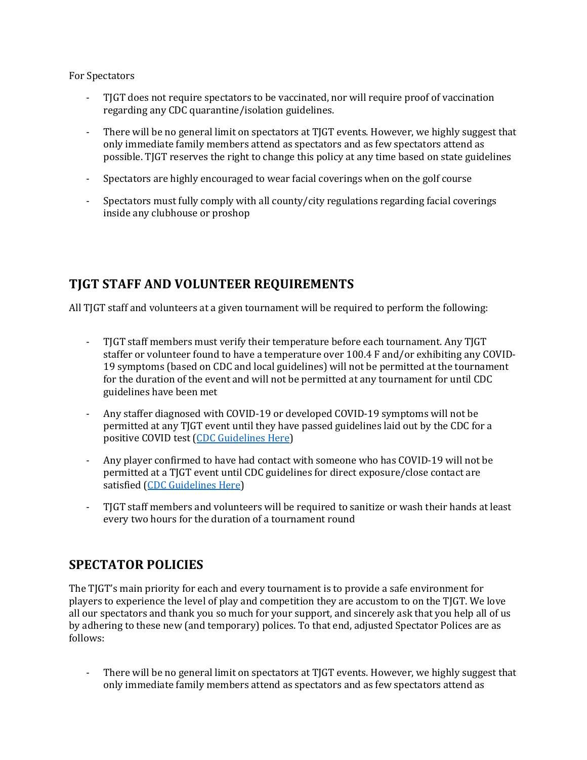For Spectators

- TJGT does not require spectators to be vaccinated, nor will require proof of vaccination regarding any CDC quarantine/isolation guidelines.
- There will be no general limit on spectators at TJGT events. However, we highly suggest that only immediate family members attend as spectators and as few spectators attend as possible. TJGT reserves the right to change this policy at any time based on state guidelines
- Spectators are highly encouraged to wear facial coverings when on the golf course
- Spectators must fully comply with all county/city regulations regarding facial coverings inside any clubhouse or proshop

## TJGT STAFF AND VOLUNTEER REQUIREMENTS

All TJGT staff and volunteers at a given tournament will be required to perform the following:

- TJGT staff members must verify their temperature before each tournament. Any TJGT staffer or volunteer found to have a temperature over 100.4 F and/or exhibiting any COVID-19 symptoms (based on CDC and local guidelines) will not be permitted at the tournament for the duration of the event and will not be permitted at any tournament for until CDC guidelines have been met
- Any staffer diagnosed with COVID-19 or developed COVID-19 symptoms will not be permitted at any TJGT event until they have passed guidelines laid out by the CDC for a positive COVID test (CDC Guidelines Here)
- Any player confirmed to have had contact with someone who has COVID-19 will not be permitted at a TJGT event until CDC guidelines for direct exposure/close contact are satisfied (CDC Guidelines Here)
- TJGT staff members and volunteers will be required to sanitize or wash their hands at least every two hours for the duration of a tournament round

## SPECTATOR POLICIES

The TJGT's main priority for each and every tournament is to provide a safe environment for players to experience the level of play and competition they are accustom to on the TJGT. We love all our spectators and thank you so much for your support, and sincerely ask that you help all of us by adhering to these new (and temporary) polices. To that end, adjusted Spectator Polices are as follows:

- There will be no general limit on spectators at TJGT events. However, we highly suggest that only immediate family members attend as spectators and as few spectators attend as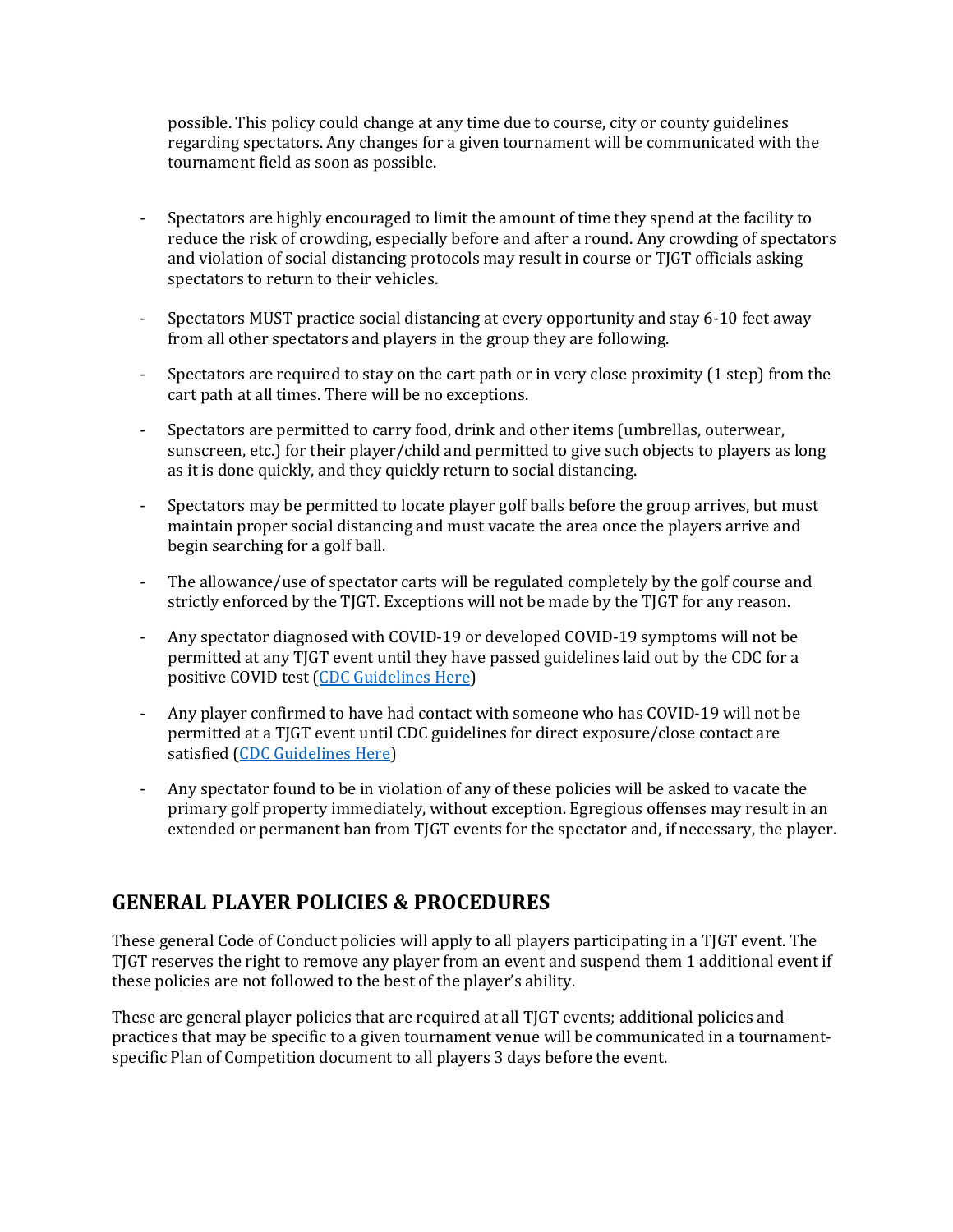possible. This policy could change at any time due to course, city or county guidelines regarding spectators. Any changes for a given tournament will be communicated with the tournament field as soon as possible.

- Spectators are highly encouraged to limit the amount of time they spend at the facility to reduce the risk of crowding, especially before and after a round. Any crowding of spectators and violation of social distancing protocols may result in course or TJGT officials asking spectators to return to their vehicles.

- Spectators MUST practice social distancing at every opportunity and stay 6-10 feet away from all other spectators and players in the group they are following.

- Spectators are required to stay on the cart path or in very close proximity (1 step) from the cart path at all times. There will be no exceptions.

- Spectators are permitted to carry food, drink and other items (umbrellas, outerwear, sunscreen, etc.) for their player/child and permitted to give such objects to players as long as it is done quickly, and they quickly return to social distancing.

- Spectators may be permitted to locate player golf balls before the group arrives, but must maintain proper social distancing and must vacate the area once the players arrive and begin searching for a golf ball.

- The allowance/use of spectator carts will be regulated completely by the golf course and strictly enforced by the TJGT. Exceptions will not be made by the TJGT for any reason.

- Any spectator diagnosed with COVID-19 or developed COVID-19 symptoms will not be permitted at any TJGT event until they have passed guidelines laid out by the CDC for a positive COVID test (CDC Guidelines Here)

- Any player confirmed to have had contact with someone who has COVID-19 will not be permitted at a TJGT event until CDC guidelines for direct exposure/close contact are satisfied (CDC Guidelines Here)

- Any spectator found to be in violation of any of these policies will be asked to vacate the primary golf property immediately, without exception. Egregious offenses may result in an extended or permanent ban from TJGT events for the spectator and, if necessary, the player.

## GENERAL PLAYER POLICIES & PROCEDURES

These general Code of Conduct policies will apply to all players participating in a TJGT event. The TJGT reserves the right to remove any player from an event and suspend them 1 additional event if these policies are not followed to the best of the player's ability.

These are general player policies that are required at all TJGT events; additional policies and practices that may be specific to a given tournament venue will be communicated in a tournament-specific Plan of Competition document to all players 3 days before the event.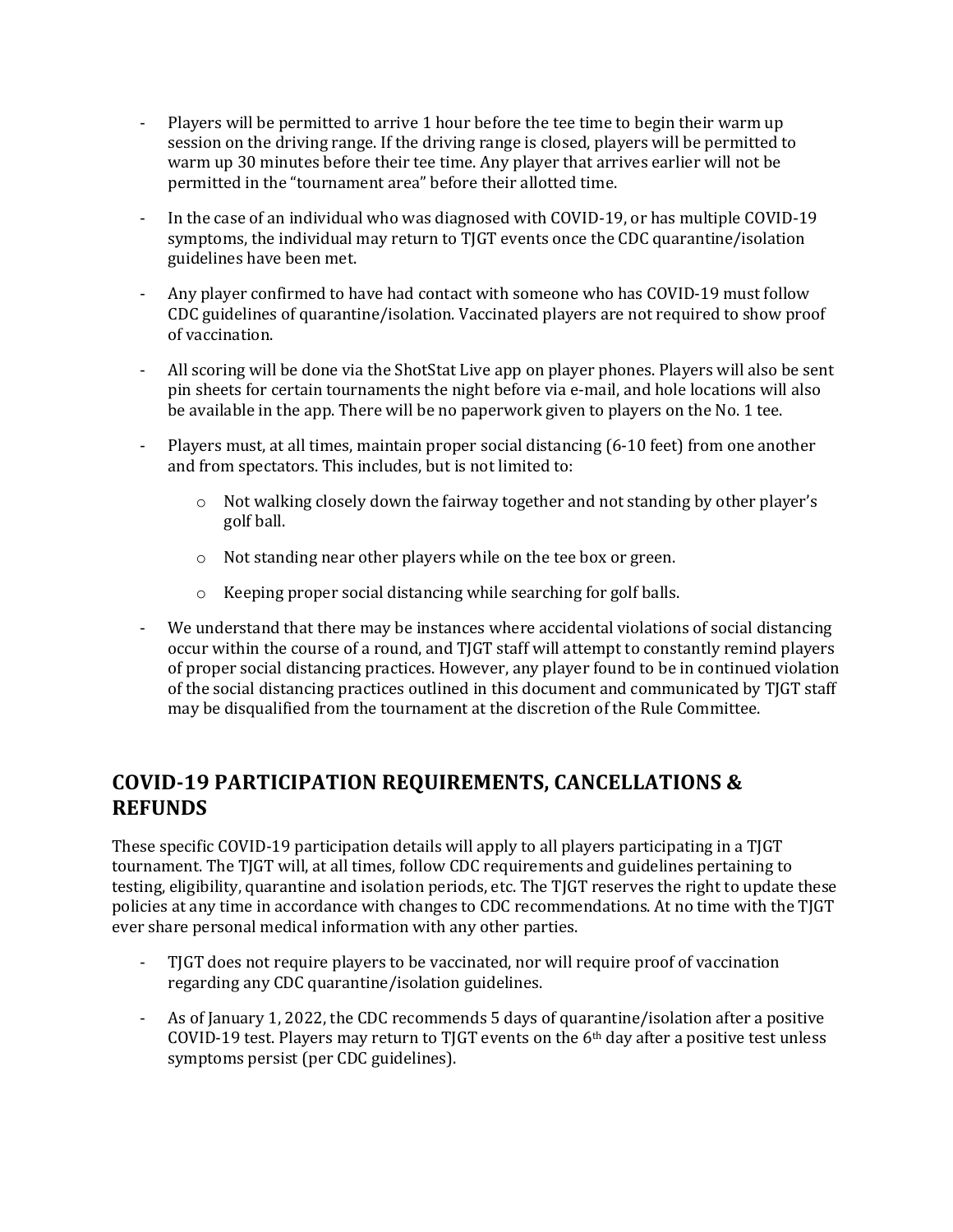- Players will be permitted to arrive 1 hour before the tee time to begin their warm up session on the driving range. If the driving range is closed, players will be permitted to warm up 30 minutes before their tee time. Any player that arrives earlier will not be permitted in the "tournament area" before their allotted time.
- In the case of an individual who was diagnosed with COVID-19, or has multiple COVID-19 symptoms, the individual may return to TJGT events once the CDC quarantine/isolation guidelines have been met.
- Any player confirmed to have had contact with someone who has COVID-19 must follow CDC guidelines of quarantine/isolation. Vaccinated players are not required to show proof of vaccination.
- All scoring will be done via the ShotStat Live app on player phones. Players will also be sent pin sheets for certain tournaments the night before via e-mail, and hole locations will also be available in the app. There will be no paperwork given to players on the No. 1 tee.
- Players must, at all times, maintain proper social distancing (6-10 feet) from one another and from spectators. This includes, but is not limited to:
    - Not walking closely down the fairway together and not standing by other player's golf ball.
    - Not standing near other players while on the tee box or green.
    - Keeping proper social distancing while searching for golf balls.
- We understand that there may be instances where accidental violations of social distancing occur within the course of a round, and TJGT staff will attempt to constantly remind players of proper social distancing practices. However, any player found to be in continued violation of the social distancing practices outlined in this document and communicated by TJGT staff may be disqualified from the tournament at the discretion of the Rule Committee.

## COVID-19 PARTICIPATION REQUIREMENTS, CANCELLATIONS & REFUNDS

These specific COVID-19 participation details will apply to all players participating in a TJGT tournament. The TJGT will, at all times, follow CDC requirements and guidelines pertaining to testing, eligibility, quarantine and isolation periods, etc. The TJGT reserves the right to update these policies at any time in accordance with changes to CDC recommendations. At no time with the TJGT ever share personal medical information with any other parties.

- TJGT does not require players to be vaccinated, nor will require proof of vaccination regarding any CDC quarantine/isolation guidelines.
- As of January 1, 2022, the CDC recommends 5 days of quarantine/isolation after a positive COVID-19 test. Players may return to TJGT events on the 6th day after a positive test unless symptoms persist (per CDC guidelines).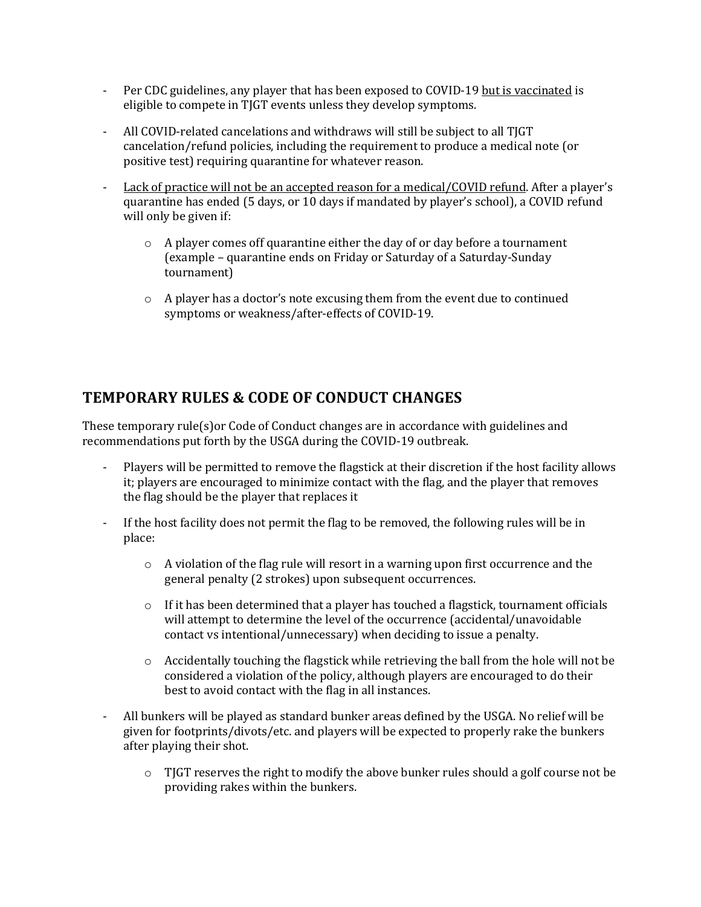- Per CDC guidelines, any player that has been exposed to COVID-19 <u>but is vaccinated</u> is eligible to compete in TJGT events unless they develop symptoms.

- All COVID-related cancelations and withdraws will still be subject to all TJGT cancelation/refund policies, including the requirement to produce a medical note (or positive test) requiring quarantine for whatever reason.

- <u>Lack of practice will not be an accepted reason for a medical/COVID refund</u>. After a player's quarantine has ended (5 days, or 10 days if mandated by player's school), a COVID refund will only be given if:

    - A player comes off quarantine either the day of or day before a tournament (example – quarantine ends on Friday or Saturday of a Saturday-Sunday tournament)

    - A player has a doctor's note excusing them from the event due to continued symptoms or weakness/after-effects of COVID-19.

## TEMPORARY RULES & CODE OF CONDUCT CHANGES

These temporary rule(s)or Code of Conduct changes are in accordance with guidelines and recommendations put forth by the USGA during the COVID-19 outbreak.

- Players will be permitted to remove the flagstick at their discretion if the host facility allows it; players are encouraged to minimize contact with the flag, and the player that removes the flag should be the player that replaces it

- If the host facility does not permit the flag to be removed, the following rules will be in place:

    - A violation of the flag rule will resort in a warning upon first occurrence and the general penalty (2 strokes) upon subsequent occurrences.

    - If it has been determined that a player has touched a flagstick, tournament officials will attempt to determine the level of the occurrence (accidental/unavoidable contact vs intentional/unnecessary) when deciding to issue a penalty.

    - Accidentally touching the flagstick while retrieving the ball from the hole will not be considered a violation of the policy, although players are encouraged to do their best to avoid contact with the flag in all instances.

- All bunkers will be played as standard bunker areas defined by the USGA. No relief will be given for footprints/divots/etc. and players will be expected to properly rake the bunkers after playing their shot.

    - TJGT reserves the right to modify the above bunker rules should a golf course not be providing rakes within the bunkers.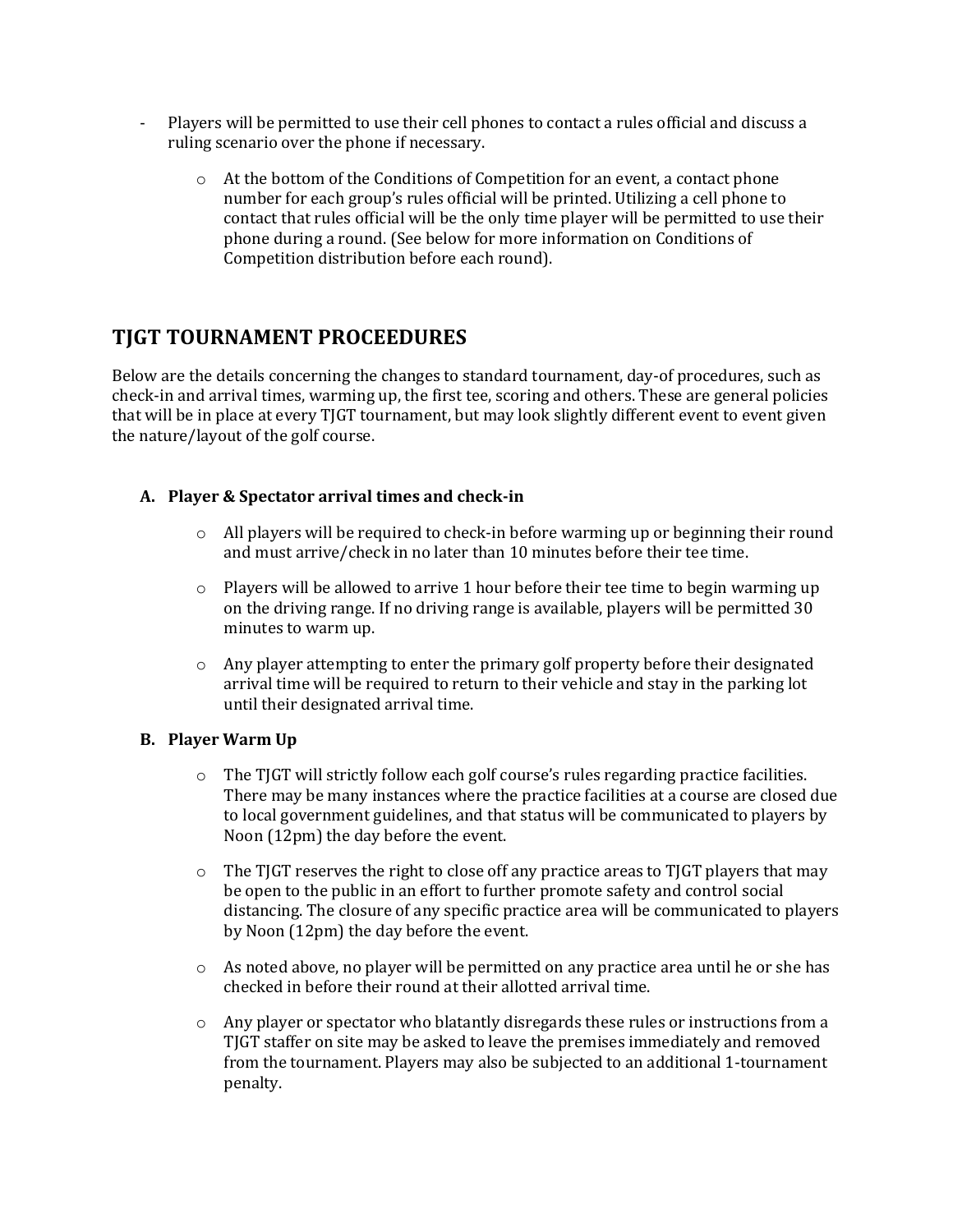- Players will be permitted to use their cell phones to contact a rules official and discuss a ruling scenario over the phone if necessary.
    - At the bottom of the Conditions of Competition for an event, a contact phone number for each group's rules official will be printed. Utilizing a cell phone to contact that rules official will be the only time player will be permitted to use their phone during a round. (See below for more information on Conditions of Competition distribution before each round).

## TJGT TOURNAMENT PROCEEDURES

Below are the details concerning the changes to standard tournament, day-of procedures, such as check-in and arrival times, warming up, the first tee, scoring and others. These are general policies that will be in place at every TJGT tournament, but may look slightly different event to event given the nature/layout of the golf course.

### A. Player & Spectator arrival times and check-in

- All players will be required to check-in before warming up or beginning their round and must arrive/check in no later than 10 minutes before their tee time.
- Players will be allowed to arrive 1 hour before their tee time to begin warming up on the driving range. If no driving range is available, players will be permitted 30 minutes to warm up.
- Any player attempting to enter the primary golf property before their designated arrival time will be required to return to their vehicle and stay in the parking lot until their designated arrival time.

### B. Player Warm Up

- The TJGT will strictly follow each golf course's rules regarding practice facilities. There may be many instances where the practice facilities at a course are closed due to local government guidelines, and that status will be communicated to players by Noon (12pm) the day before the event.
- The TJGT reserves the right to close off any practice areas to TJGT players that may be open to the public in an effort to further promote safety and control social distancing. The closure of any specific practice area will be communicated to players by Noon (12pm) the day before the event.
- As noted above, no player will be permitted on any practice area until he or she has checked in before their round at their allotted arrival time.
- Any player or spectator who blatantly disregards these rules or instructions from a TJGT staffer on site may be asked to leave the premises immediately and removed from the tournament. Players may also be subjected to an additional 1-tournament penalty.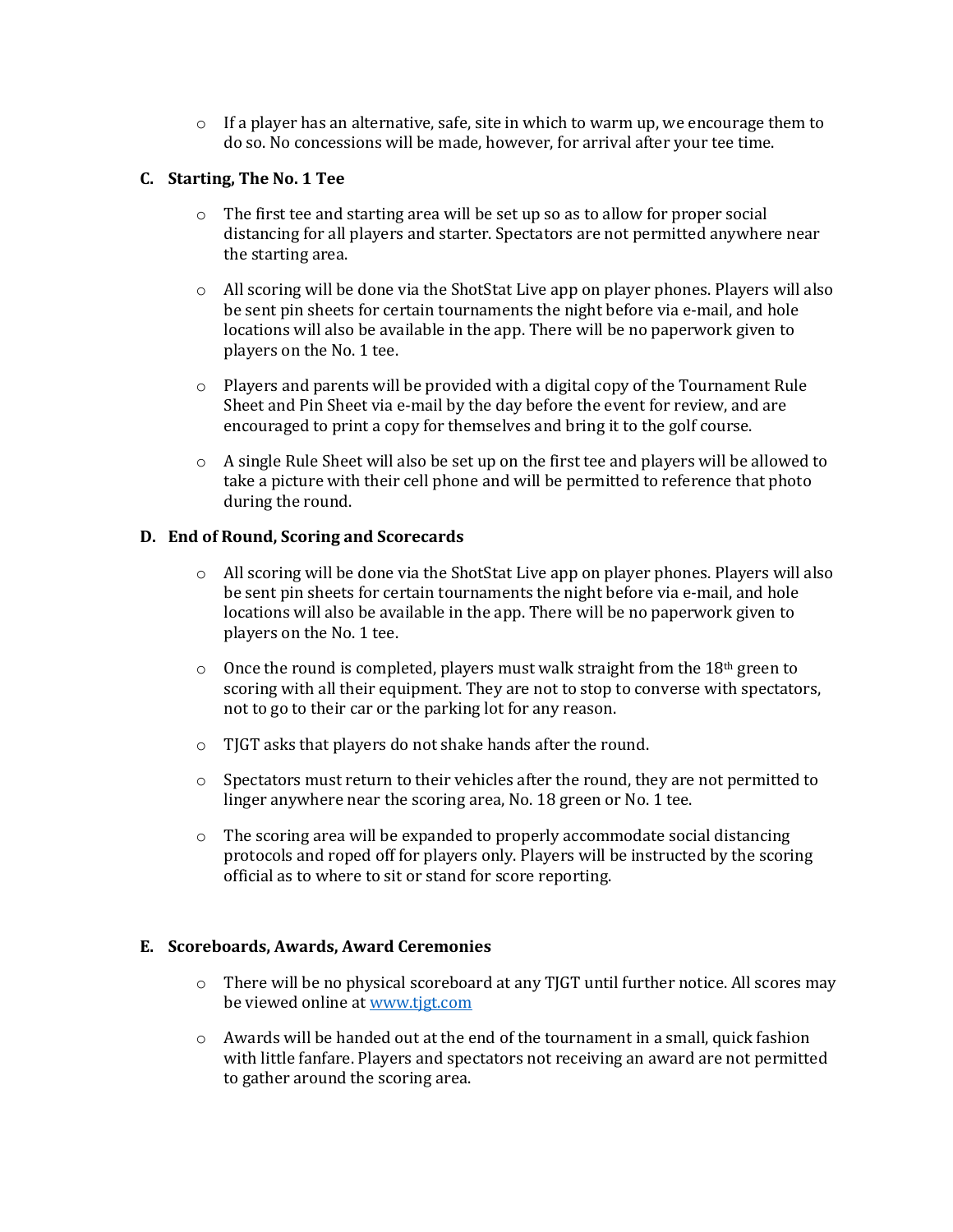- If a player has an alternative, safe, site in which to warm up, we encourage them to do so. No concessions will be made, however, for arrival after your tee time.

### C. Starting, The No. 1 Tee

- The first tee and starting area will be set up so as to allow for proper social distancing for all players and starter. Spectators are not permitted anywhere near the starting area.

- All scoring will be done via the ShotStat Live app on player phones. Players will also be sent pin sheets for certain tournaments the night before via e-mail, and hole locations will also be available in the app. There will be no paperwork given to players on the No. 1 tee.

- Players and parents will be provided with a digital copy of the Tournament Rule Sheet and Pin Sheet via e-mail by the day before the event for review, and are encouraged to print a copy for themselves and bring it to the golf course.

- A single Rule Sheet will also be set up on the first tee and players will be allowed to take a picture with their cell phone and will be permitted to reference that photo during the round.

### D. End of Round, Scoring and Scorecards

- All scoring will be done via the ShotStat Live app on player phones. Players will also be sent pin sheets for certain tournaments the night before via e-mail, and hole locations will also be available in the app. There will be no paperwork given to players on the No. 1 tee.

- Once the round is completed, players must walk straight from the 18th green to scoring with all their equipment. They are not to stop to converse with spectators, not to go to their car or the parking lot for any reason.

- TJGT asks that players do not shake hands after the round.

- Spectators must return to their vehicles after the round, they are not permitted to linger anywhere near the scoring area, No. 18 green or No. 1 tee.

- The scoring area will be expanded to properly accommodate social distancing protocols and roped off for players only. Players will be instructed by the scoring official as to where to sit or stand for score reporting.

### E. Scoreboards, Awards, Award Ceremonies

- There will be no physical scoreboard at any TJGT until further notice. All scores may be viewed online at [www.tjgt.com](http://www.tjgt.com)

- Awards will be handed out at the end of the tournament in a small, quick fashion with little fanfare. Players and spectators not receiving an award are not permitted to gather around the scoring area.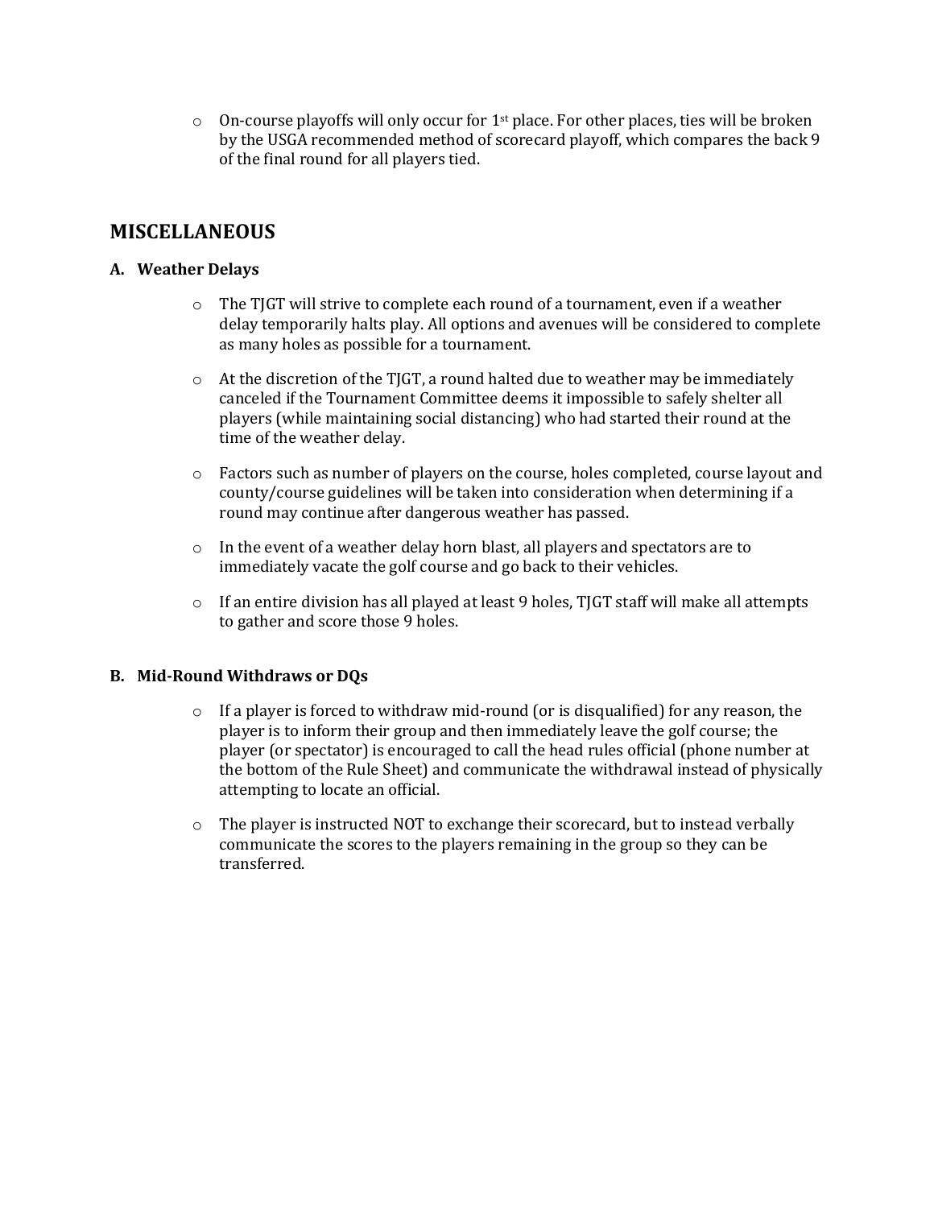- On-course playoffs will only occur for 1st place. For other places, ties will be broken by the USGA recommended method of scorecard playoff, which compares the back 9 of the final round for all players tied.

## MISCELLANEOUS

### A. Weather Delays

- The TJGT will strive to complete each round of a tournament, even if a weather delay temporarily halts play. All options and avenues will be considered to complete as many holes as possible for a tournament.
- At the discretion of the TJGT, a round halted due to weather may be immediately canceled if the Tournament Committee deems it impossible to safely shelter all players (while maintaining social distancing) who had started their round at the time of the weather delay.
- Factors such as number of players on the course, holes completed, course layout and county/course guidelines will be taken into consideration when determining if a round may continue after dangerous weather has passed.
- In the event of a weather delay horn blast, all players and spectators are to immediately vacate the golf course and go back to their vehicles.
- If an entire division has all played at least 9 holes, TJGT staff will make all attempts to gather and score those 9 holes.

### B. Mid-Round Withdraws or DQs

- If a player is forced to withdraw mid-round (or is disqualified) for any reason, the player is to inform their group and then immediately leave the golf course; the player (or spectator) is encouraged to call the head rules official (phone number at the bottom of the Rule Sheet) and communicate the withdrawal instead of physically attempting to locate an official.
- The player is instructed NOT to exchange their scorecard, but to instead verbally communicate the scores to the players remaining in the group so they can be transferred.